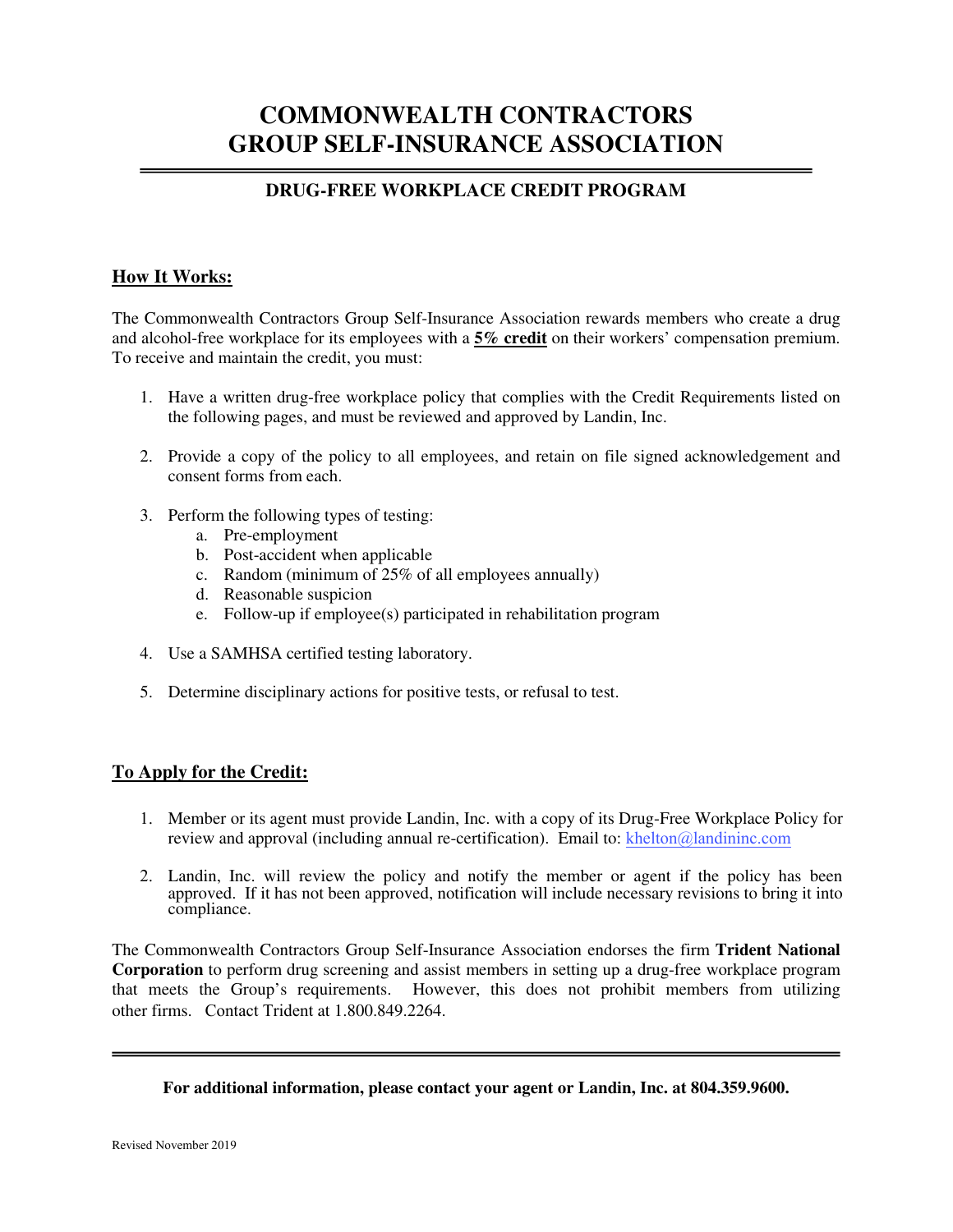# COMMONWEALTH CONTRACTORS GROUP SELF-INSURANCE ASSOCIATION

## DRUG-FREE WORKPLACE CREDIT PROGRAM

### How It Works:

The Commonwealth Contractors Group Self-Insurance Association rewards members who create a drug and alcohol-free workplace for its employees with a **5% credit** on their workers' compensation premium. To receive and maintain the credit, you must:

1. Have a written drug-free workplace policy that complies with the Credit Requirements listed on the following pages, and must be reviewed and approved by Landin, Inc.
2. Provide a copy of the policy to all employees, and retain on file signed acknowledgement and consent forms from each.
3. Perform the following types of testing:
   a. Pre-employment
   b. Post-accident when applicable
   c. Random (minimum of 25% of all employees annually)
   d. Reasonable suspicion
   e. Follow-up if employee(s) participated in rehabilitation program
4. Use a SAMHSA certified testing laboratory.
5. Determine disciplinary actions for positive tests, or refusal to test.

### To Apply for the Credit:

1. Member or its agent must provide Landin, Inc. with a copy of its Drug-Free Workplace Policy for review and approval (including annual re-certification). Email to: khelton@landininc.com
2. Landin, Inc. will review the policy and notify the member or agent if the policy has been approved. If it has not been approved, notification will include necessary revisions to bring it into compliance.

The Commonwealth Contractors Group Self-Insurance Association endorses the firm **Trident National Corporation** to perform drug screening and assist members in setting up a drug-free workplace program that meets the Group's requirements. However, this does not prohibit members from utilizing other firms. Contact Trident at 1.800.849.2264.

**For additional information, please contact your agent or Landin, Inc. at 804.359.9600.**

Revised November 2019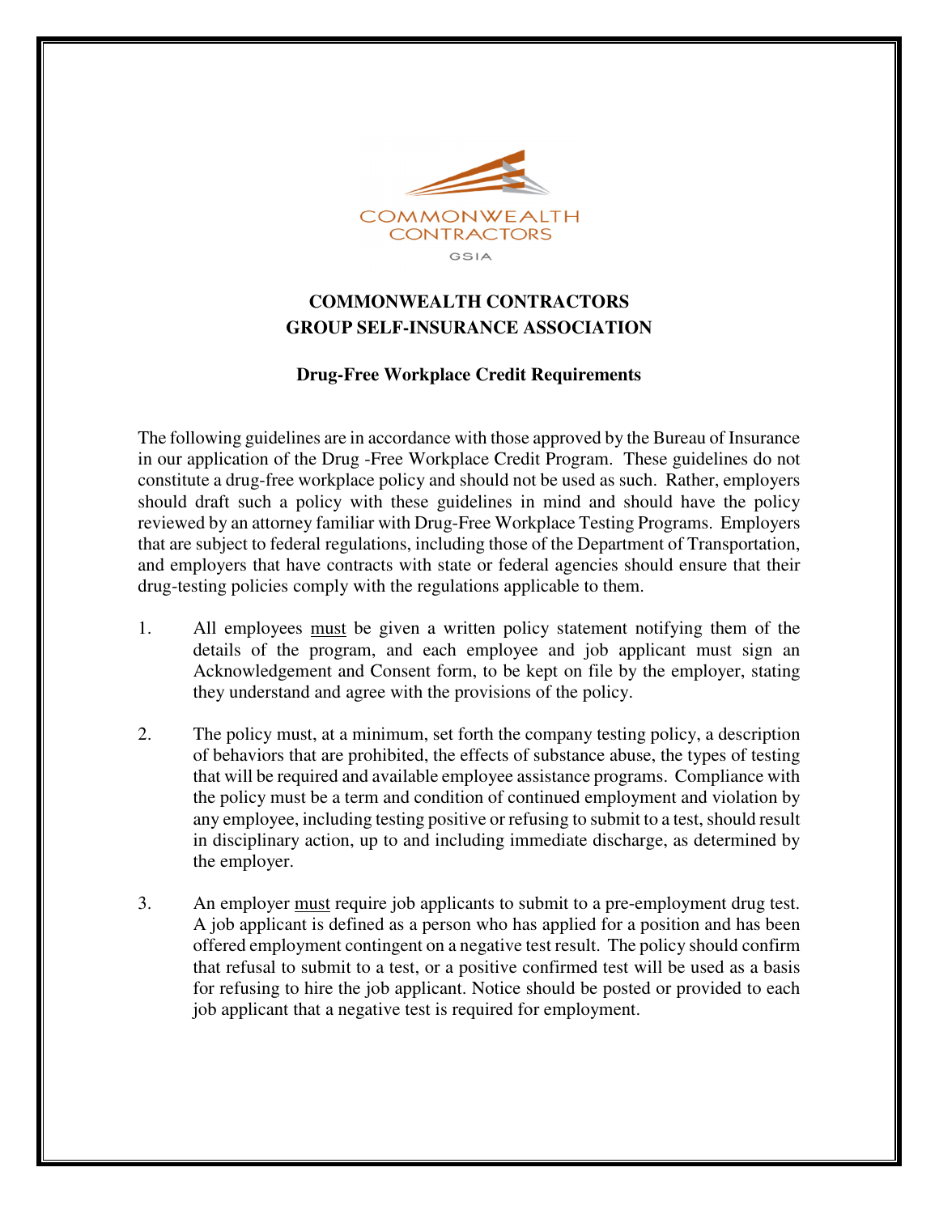COMMONWEALTH CONTRACTORS

GSIA

## COMMONWEALTH CONTRACTORS
## GROUP SELF-INSURANCE ASSOCIATION

### Drug-Free Workplace Credit Requirements

The following guidelines are in accordance with those approved by the Bureau of Insurance in our application of the Drug -Free Workplace Credit Program. These guidelines do not constitute a drug-free workplace policy and should not be used as such. Rather, employers should draft such a policy with these guidelines in mind and should have the policy reviewed by an attorney familiar with Drug-Free Workplace Testing Programs. Employers that are subject to federal regulations, including those of the Department of Transportation, and employers that have contracts with state or federal agencies should ensure that their drug-testing policies comply with the regulations applicable to them.

1. All employees must be given a written policy statement notifying them of the details of the program, and each employee and job applicant must sign an Acknowledgement and Consent form, to be kept on file by the employer, stating they understand and agree with the provisions of the policy.

2. The policy must, at a minimum, set forth the company testing policy, a description of behaviors that are prohibited, the effects of substance abuse, the types of testing that will be required and available employee assistance programs. Compliance with the policy must be a term and condition of continued employment and violation by any employee, including testing positive or refusing to submit to a test, should result in disciplinary action, up to and including immediate discharge, as determined by the employer.

3. An employer must require job applicants to submit to a pre-employment drug test. A job applicant is defined as a person who has applied for a position and has been offered employment contingent on a negative test result. The policy should confirm that refusal to submit to a test, or a positive confirmed test will be used as a basis for refusing to hire the job applicant. Notice should be posted or provided to each job applicant that a negative test is required for employment.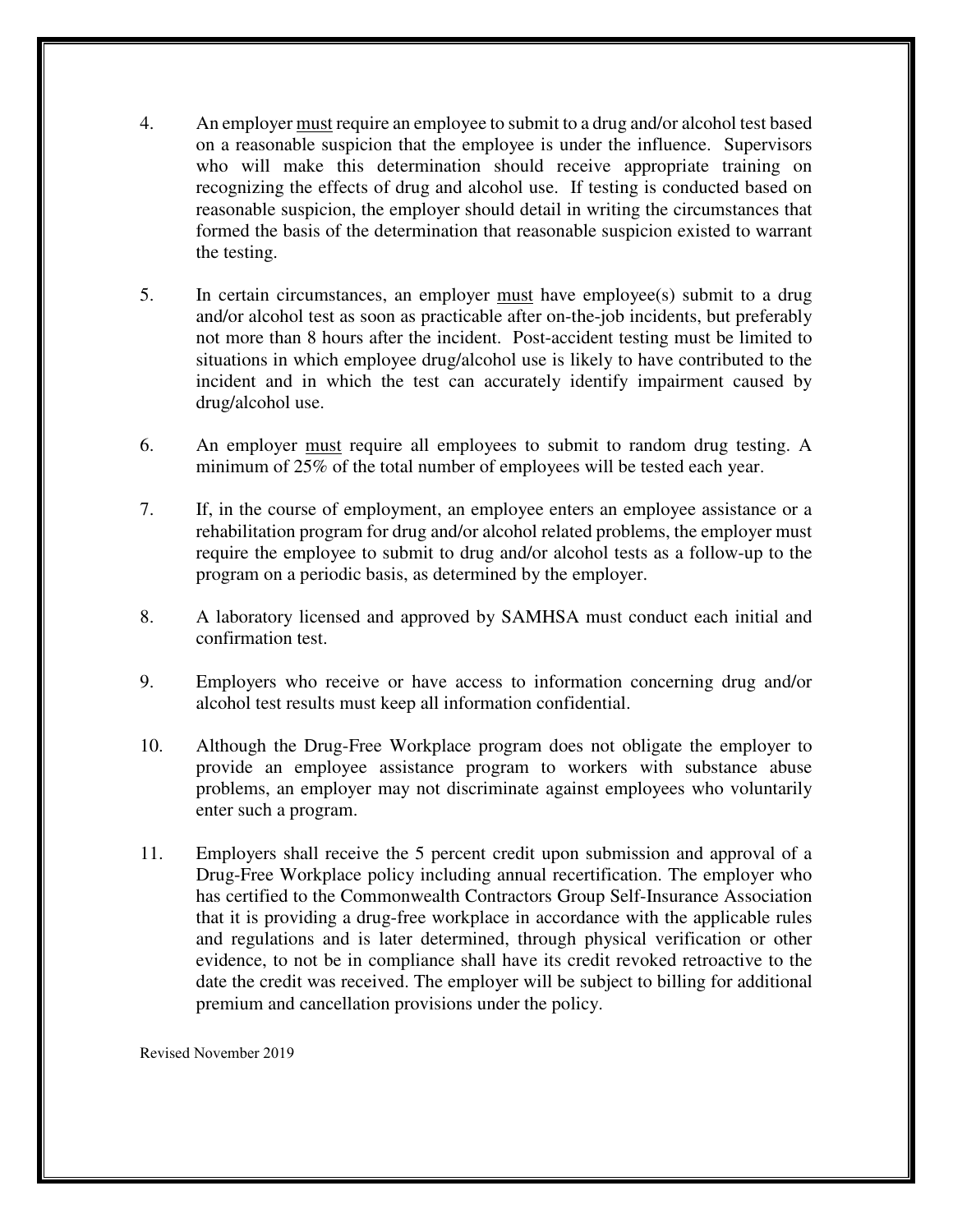4. An employer <u>must</u> require an employee to submit to a drug and/or alcohol test based on a reasonable suspicion that the employee is under the influence. Supervisors who will make this determination should receive appropriate training on recognizing the effects of drug and alcohol use. If testing is conducted based on reasonable suspicion, the employer should detail in writing the circumstances that formed the basis of the determination that reasonable suspicion existed to warrant the testing.

5. In certain circumstances, an employer <u>must</u> have employee(s) submit to a drug and/or alcohol test as soon as practicable after on-the-job incidents, but preferably not more than 8 hours after the incident. Post-accident testing must be limited to situations in which employee drug/alcohol use is likely to have contributed to the incident and in which the test can accurately identify impairment caused by drug/alcohol use.

6. An employer <u>must</u> require all employees to submit to random drug testing. A minimum of 25% of the total number of employees will be tested each year.

7. If, in the course of employment, an employee enters an employee assistance or a rehabilitation program for drug and/or alcohol related problems, the employer must require the employee to submit to drug and/or alcohol tests as a follow-up to the program on a periodic basis, as determined by the employer.

8. A laboratory licensed and approved by SAMHSA must conduct each initial and confirmation test.

9. Employers who receive or have access to information concerning drug and/or alcohol test results must keep all information confidential.

10. Although the Drug-Free Workplace program does not obligate the employer to provide an employee assistance program to workers with substance abuse problems, an employer may not discriminate against employees who voluntarily enter such a program.

11. Employers shall receive the 5 percent credit upon submission and approval of a Drug-Free Workplace policy including annual recertification. The employer who has certified to the Commonwealth Contractors Group Self-Insurance Association that it is providing a drug-free workplace in accordance with the applicable rules and regulations and is later determined, through physical verification or other evidence, to not be in compliance shall have its credit revoked retroactive to the date the credit was received. The employer will be subject to billing for additional premium and cancellation provisions under the policy.

Revised November 2019